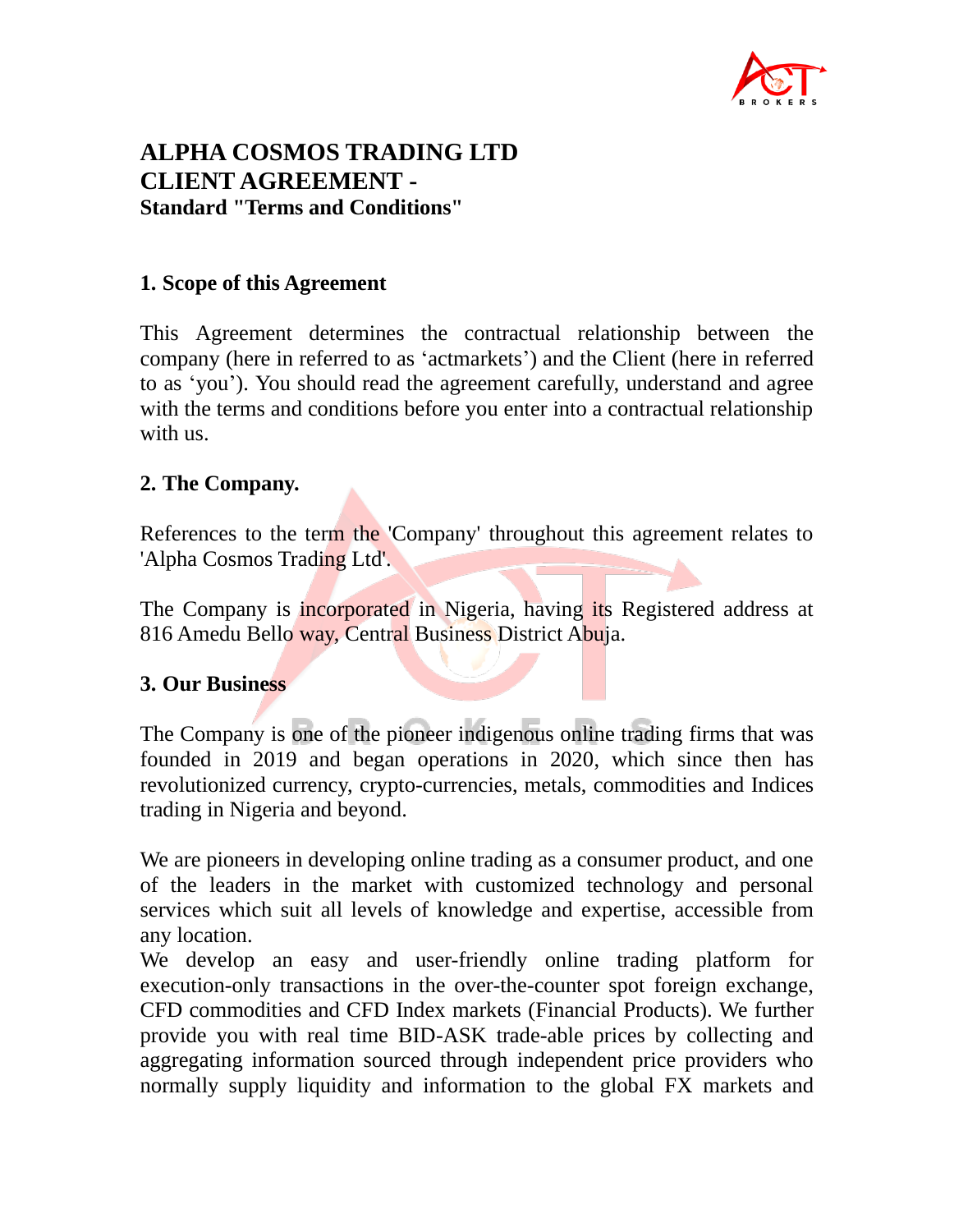# ALPHA COSMOS TRADING LTD
# CLIENT AGREEMENT -
## Standard "Terms and Conditions"

### 1. Scope of this Agreement

This Agreement determines the contractual relationship between the company (here in referred to as 'actmarkets') and the Client (here in referred to as 'you'). You should read the agreement carefully, understand and agree with the terms and conditions before you enter into a contractual relationship with us.

### 2. The Company.

References to the term the 'Company' throughout this agreement relates to 'Alpha Cosmos Trading Ltd'.

The Company is incorporated in Nigeria, having its Registered address at 816 Amedu Bello way, Central Business District Abuja.

### 3. Our Business

The Company is one of the pioneer indigenous online trading firms that was founded in 2019 and began operations in 2020, which since then has revolutionized currency, crypto-currencies, metals, commodities and Indices trading in Nigeria and beyond.

We are pioneers in developing online trading as a consumer product, and one of the leaders in the market with customized technology and personal services which suit all levels of knowledge and expertise, accessible from any location.
We develop an easy and user-friendly online trading platform for execution-only transactions in the over-the-counter spot foreign exchange, CFD commodities and CFD Index markets (Financial Products). We further provide you with real time BID-ASK trade-able prices by collecting and aggregating information sourced through independent price providers who normally supply liquidity and information to the global FX markets and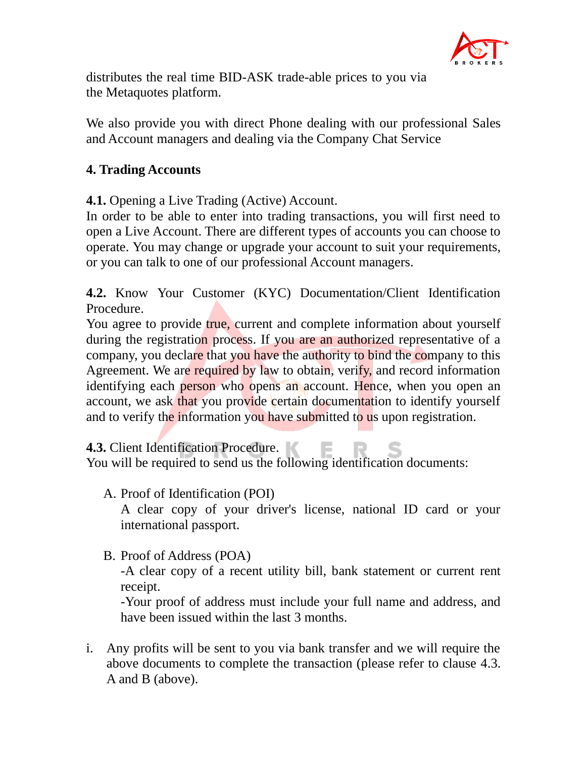distributes the real time BID-ASK trade-able prices to you via the Metaquotes platform.

We also provide you with direct Phone dealing with our professional Sales and Account managers and dealing via the Company Chat Service

## 4. Trading Accounts

**4.1.** Opening a Live Trading (Active) Account.
In order to be able to enter into trading transactions, you will first need to open a Live Account. There are different types of accounts you can choose to operate. You may change or upgrade your account to suit your requirements, or you can talk to one of our professional Account managers.

**4.2.** Know Your Customer (KYC) Documentation/Client Identification Procedure.
You agree to provide true, current and complete information about yourself during the registration process. If you are an authorized representative of a company, you declare that you have the authority to bind the company to this Agreement. We are required by law to obtain, verify, and record information identifying each person who opens an account. Hence, when you open an account, we ask that you provide certain documentation to identify yourself and to verify the information you have submitted to us upon registration.

**4.3.** Client Identification Procedure.
You will be required to send us the following identification documents:

A. Proof of Identification (POI)
   A clear copy of your driver's license, national ID card or your international passport.

B. Proof of Address (POA)
   -A clear copy of a recent utility bill, bank statement or current rent receipt.
   -Your proof of address must include your full name and address, and have been issued within the last 3 months.

i. Any profits will be sent to you via bank transfer and we will require the above documents to complete the transaction (please refer to clause 4.3. A and B (above).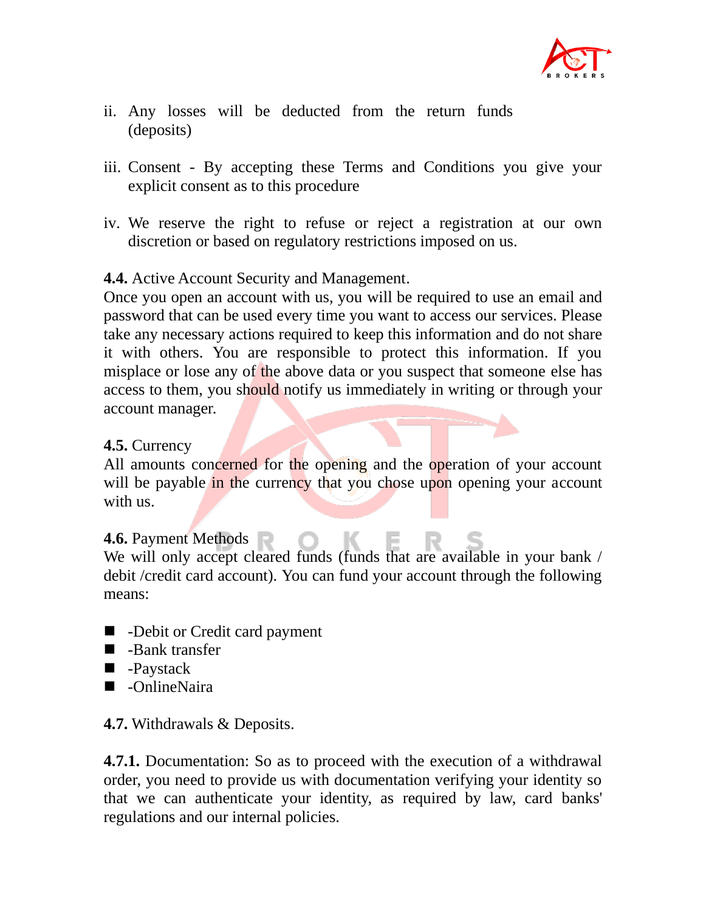ii. Any losses will be deducted from the return funds (deposits)

iii. Consent - By accepting these Terms and Conditions you give your explicit consent as to this procedure

iv. We reserve the right to refuse or reject a registration at our own discretion or based on regulatory restrictions imposed on us.

**4.4.** Active Account Security and Management.
Once you open an account with us, you will be required to use an email and password that can be used every time you want to access our services. Please take any necessary actions required to keep this information and do not share it with others. You are responsible to protect this information. If you misplace or lose any of the above data or you suspect that someone else has access to them, you should notify us immediately in writing or through your account manager.

**4.5.** Currency
All amounts concerned for the opening and the operation of your account will be payable in the currency that you chose upon opening your account with us.

**4.6.** Payment Methods
We will only accept cleared funds (funds that are available in your bank / debit /credit card account). You can fund your account through the following means:

- -Debit or Credit card payment
- -Bank transfer
- -Paystack
- -OnlineNaira

**4.7.** Withdrawals & Deposits.

**4.7.1.** Documentation: So as to proceed with the execution of a withdrawal order, you need to provide us with documentation verifying your identity so that we can authenticate your identity, as required by law, card banks' regulations and our internal policies.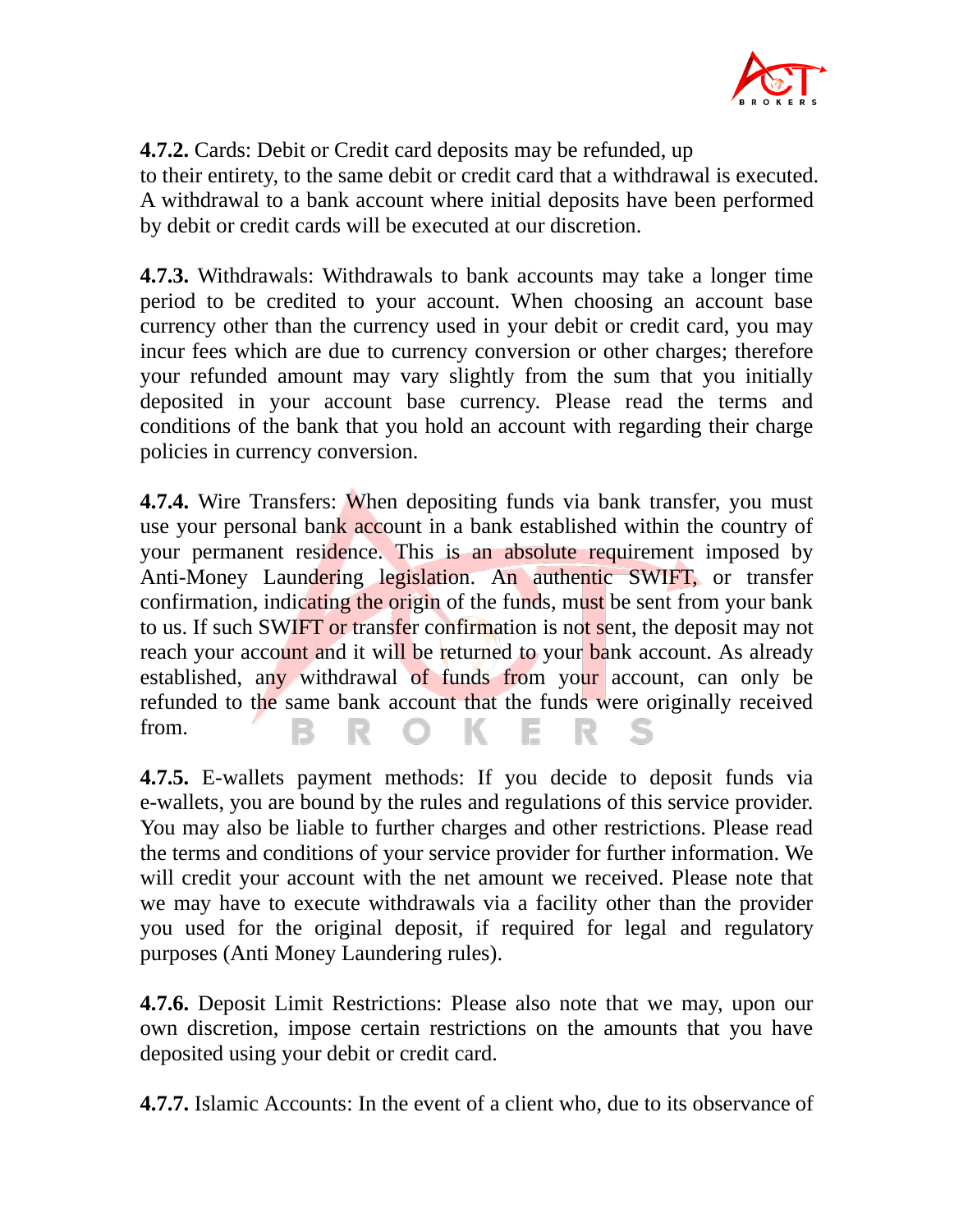**4.7.2.** Cards: Debit or Credit card deposits may be refunded, up to their entirety, to the same debit or credit card that a withdrawal is executed. A withdrawal to a bank account where initial deposits have been performed by debit or credit cards will be executed at our discretion.

**4.7.3.** Withdrawals: Withdrawals to bank accounts may take a longer time period to be credited to your account. When choosing an account base currency other than the currency used in your debit or credit card, you may incur fees which are due to currency conversion or other charges; therefore your refunded amount may vary slightly from the sum that you initially deposited in your account base currency. Please read the terms and conditions of the bank that you hold an account with regarding their charge policies in currency conversion.

**4.7.4.** Wire Transfers: When depositing funds via bank transfer, you must use your personal bank account in a bank established within the country of your permanent residence. This is an absolute requirement imposed by Anti-Money Laundering legislation. An authentic SWIFT, or transfer confirmation, indicating the origin of the funds, must be sent from your bank to us. If such SWIFT or transfer confirmation is not sent, the deposit may not reach your account and it will be returned to your bank account. As already established, any withdrawal of funds from your account, can only be refunded to the same bank account that the funds were originally received from.

**4.7.5.** E-wallets payment methods: If you decide to deposit funds via e-wallets, you are bound by the rules and regulations of this service provider. You may also be liable to further charges and other restrictions. Please read the terms and conditions of your service provider for further information. We will credit your account with the net amount we received. Please note that we may have to execute withdrawals via a facility other than the provider you used for the original deposit, if required for legal and regulatory purposes (Anti Money Laundering rules).

**4.7.6.** Deposit Limit Restrictions: Please also note that we may, upon our own discretion, impose certain restrictions on the amounts that you have deposited using your debit or credit card.

**4.7.7.** Islamic Accounts: In the event of a client who, due to its observance of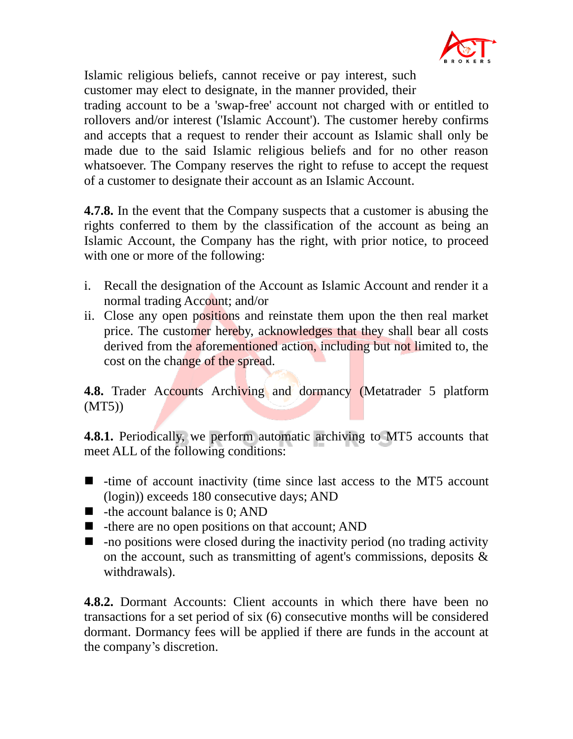Islamic religious beliefs, cannot receive or pay interest, such customer may elect to designate, in the manner provided, their trading account to be a 'swap-free' account not charged with or entitled to rollovers and/or interest ('Islamic Account'). The customer hereby confirms and accepts that a request to render their account as Islamic shall only be made due to the said Islamic religious beliefs and for no other reason whatsoever. The Company reserves the right to refuse to accept the request of a customer to designate their account as an Islamic Account.

**4.7.8.** In the event that the Company suspects that a customer is abusing the rights conferred to them by the classification of the account as being an Islamic Account, the Company has the right, with prior notice, to proceed with one or more of the following:

i. Recall the designation of the Account as Islamic Account and render it a normal trading Account; and/or
ii. Close any open positions and reinstate them upon the then real market price. The customer hereby, acknowledges that they shall bear all costs derived from the aforementioned action, including but not limited to, the cost on the change of the spread.

**4.8.** Trader Accounts Archiving and dormancy (Metatrader 5 platform (MT5))

**4.8.1.** Periodically, we perform automatic archiving to MT5 accounts that meet ALL of the following conditions:

- -time of account inactivity (time since last access to the MT5 account (login)) exceeds 180 consecutive days; AND
- -the account balance is 0; AND
- -there are no open positions on that account; AND
- -no positions were closed during the inactivity period (no trading activity on the account, such as transmitting of agent's commissions, deposits & withdrawals).

**4.8.2.** Dormant Accounts: Client accounts in which there have been no transactions for a set period of six (6) consecutive months will be considered dormant. Dormancy fees will be applied if there are funds in the account at the company's discretion.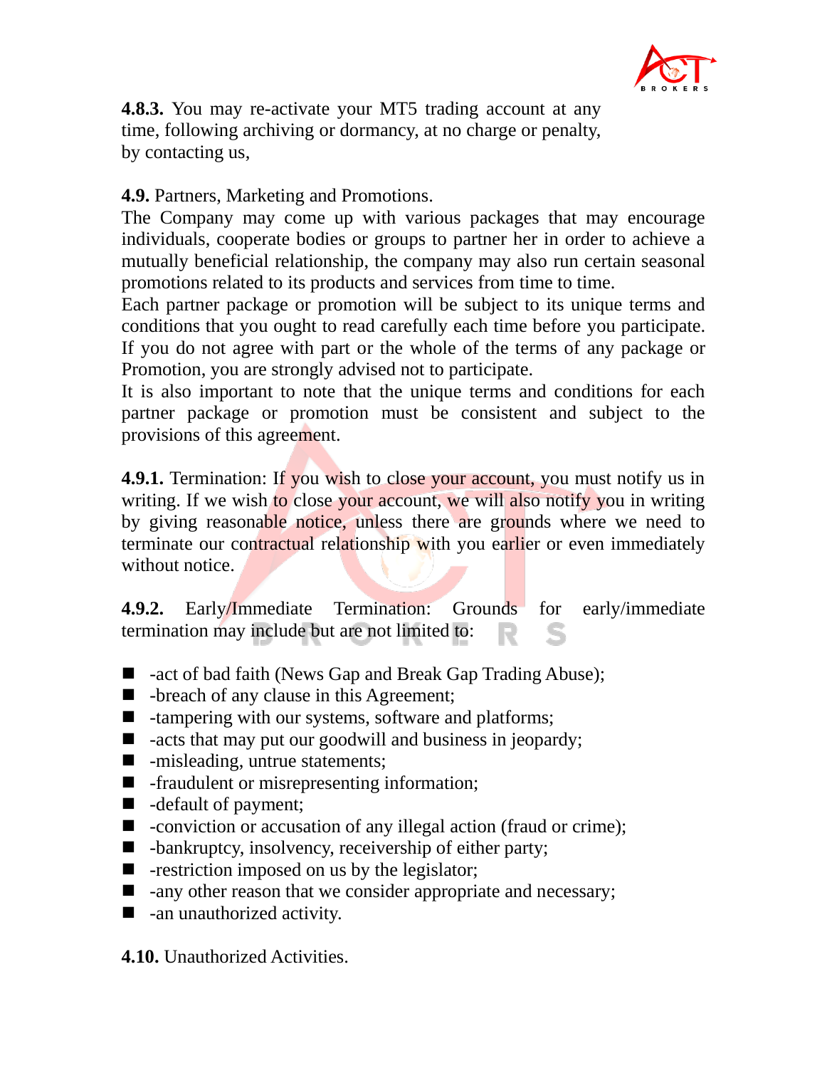**4.8.3.** You may re-activate your MT5 trading account at any time, following archiving or dormancy, at no charge or penalty, by contacting us,

**4.9.** Partners, Marketing and Promotions.

The Company may come up with various packages that may encourage individuals, cooperate bodies or groups to partner her in order to achieve a mutually beneficial relationship, the company may also run certain seasonal promotions related to its products and services from time to time.

Each partner package or promotion will be subject to its unique terms and conditions that you ought to read carefully each time before you participate. If you do not agree with part or the whole of the terms of any package or Promotion, you are strongly advised not to participate.

It is also important to note that the unique terms and conditions for each partner package or promotion must be consistent and subject to the provisions of this agreement.

**4.9.1.** Termination: If you wish to close your account, you must notify us in writing. If we wish to close your account, we will also notify you in writing by giving reasonable notice, unless there are grounds where we need to terminate our contractual relationship with you earlier or even immediately without notice.

**4.9.2.** Early/Immediate Termination: Grounds for early/immediate termination may include but are not limited to:

- -act of bad faith (News Gap and Break Gap Trading Abuse);
- -breach of any clause in this Agreement;
- -tampering with our systems, software and platforms;
- -acts that may put our goodwill and business in jeopardy;
- -misleading, untrue statements;
- -fraudulent or misrepresenting information;
- -default of payment;
- -conviction or accusation of any illegal action (fraud or crime);
- -bankruptcy, insolvency, receivership of either party;
- -restriction imposed on us by the legislator;
- -any other reason that we consider appropriate and necessary;
- -an unauthorized activity.

**4.10.** Unauthorized Activities.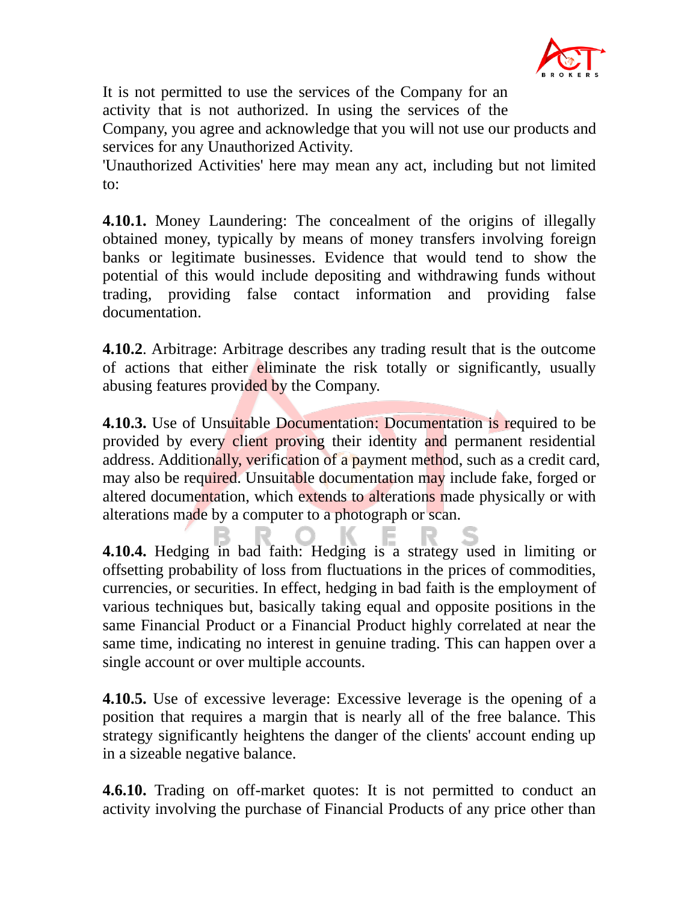It is not permitted to use the services of the Company for an activity that is not authorized. In using the services of the Company, you agree and acknowledge that you will not use our products and services for any Unauthorized Activity.

'Unauthorized Activities' here may mean any act, including but not limited to:

**4.10.1.** Money Laundering: The concealment of the origins of illegally obtained money, typically by means of money transfers involving foreign banks or legitimate businesses. Evidence that would tend to show the potential of this would include depositing and withdrawing funds without trading, providing false contact information and providing false documentation.

**4.10.2**. Arbitrage: Arbitrage describes any trading result that is the outcome of actions that either eliminate the risk totally or significantly, usually abusing features provided by the Company.

**4.10.3.** Use of Unsuitable Documentation: Documentation is required to be provided by every client proving their identity and permanent residential address. Additionally, verification of a payment method, such as a credit card, may also be required. Unsuitable documentation may include fake, forged or altered documentation, which extends to alterations made physically or with alterations made by a computer to a photograph or scan.

**4.10.4.** Hedging in bad faith: Hedging is a strategy used in limiting or offsetting probability of loss from fluctuations in the prices of commodities, currencies, or securities. In effect, hedging in bad faith is the employment of various techniques but, basically taking equal and opposite positions in the same Financial Product or a Financial Product highly correlated at near the same time, indicating no interest in genuine trading. This can happen over a single account or over multiple accounts.

**4.10.5.** Use of excessive leverage: Excessive leverage is the opening of a position that requires a margin that is nearly all of the free balance. This strategy significantly heightens the danger of the clients' account ending up in a sizeable negative balance.

**4.6.10.** Trading on off-market quotes: It is not permitted to conduct an activity involving the purchase of Financial Products of any price other than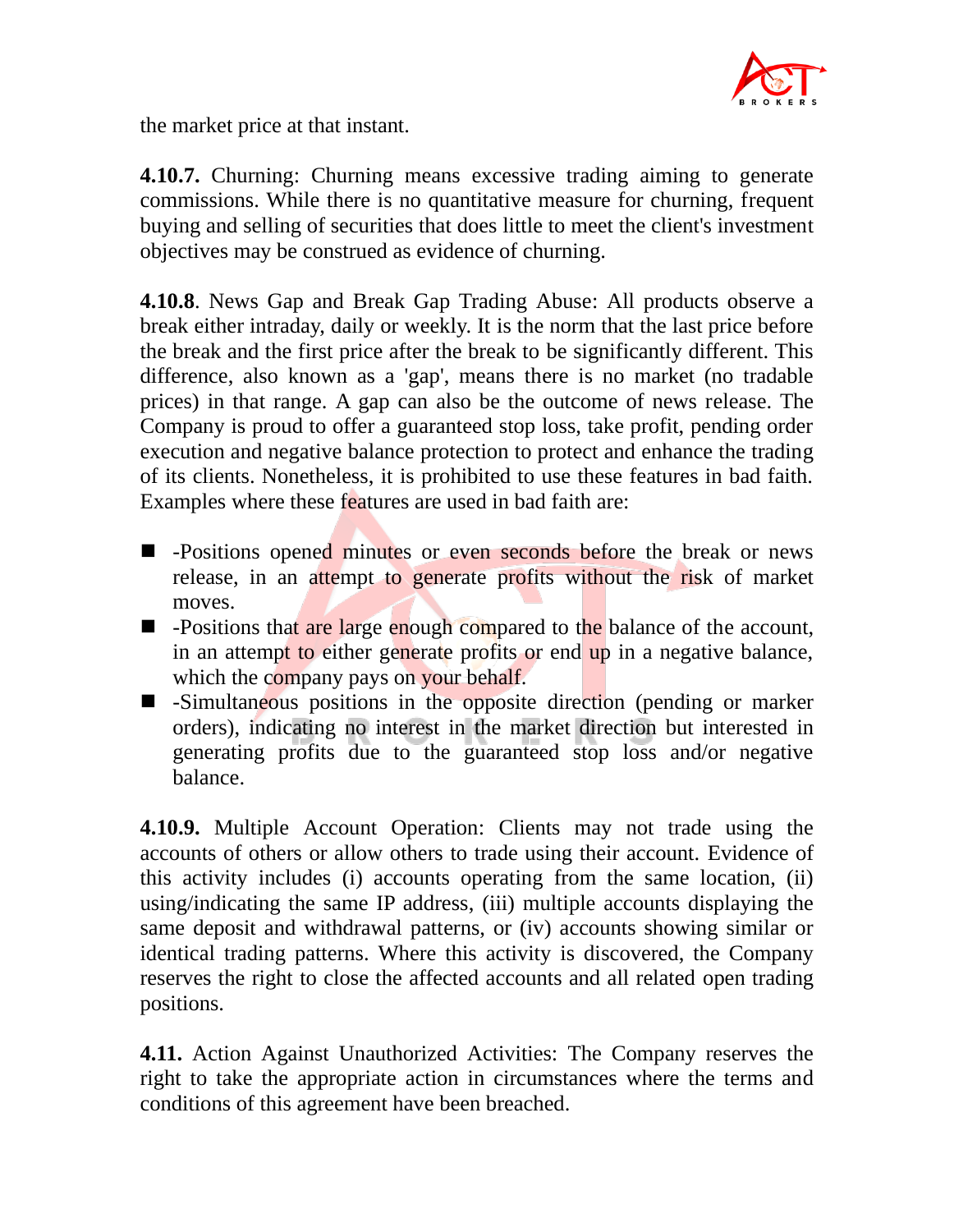the market price at that instant.

**4.10.7.** Churning: Churning means excessive trading aiming to generate commissions. While there is no quantitative measure for churning, frequent buying and selling of securities that does little to meet the client's investment objectives may be construed as evidence of churning.

**4.10.8**. News Gap and Break Gap Trading Abuse: All products observe a break either intraday, daily or weekly. It is the norm that the last price before the break and the first price after the break to be significantly different. This difference, also known as a 'gap', means there is no market (no tradable prices) in that range. A gap can also be the outcome of news release. The Company is proud to offer a guaranteed stop loss, take profit, pending order execution and negative balance protection to protect and enhance the trading of its clients. Nonetheless, it is prohibited to use these features in bad faith. Examples where these features are used in bad faith are:

- -Positions opened minutes or even seconds before the break or news release, in an attempt to generate profits without the risk of market moves.
- -Positions that are large enough compared to the balance of the account, in an attempt to either generate profits or end up in a negative balance, which the company pays on your behalf.
- -Simultaneous positions in the opposite direction (pending or marker orders), indicating no interest in the market direction but interested in generating profits due to the guaranteed stop loss and/or negative balance.

**4.10.9.** Multiple Account Operation: Clients may not trade using the accounts of others or allow others to trade using their account. Evidence of this activity includes (i) accounts operating from the same location, (ii) using/indicating the same IP address, (iii) multiple accounts displaying the same deposit and withdrawal patterns, or (iv) accounts showing similar or identical trading patterns. Where this activity is discovered, the Company reserves the right to close the affected accounts and all related open trading positions.

**4.11.** Action Against Unauthorized Activities: The Company reserves the right to take the appropriate action in circumstances where the terms and conditions of this agreement have been breached.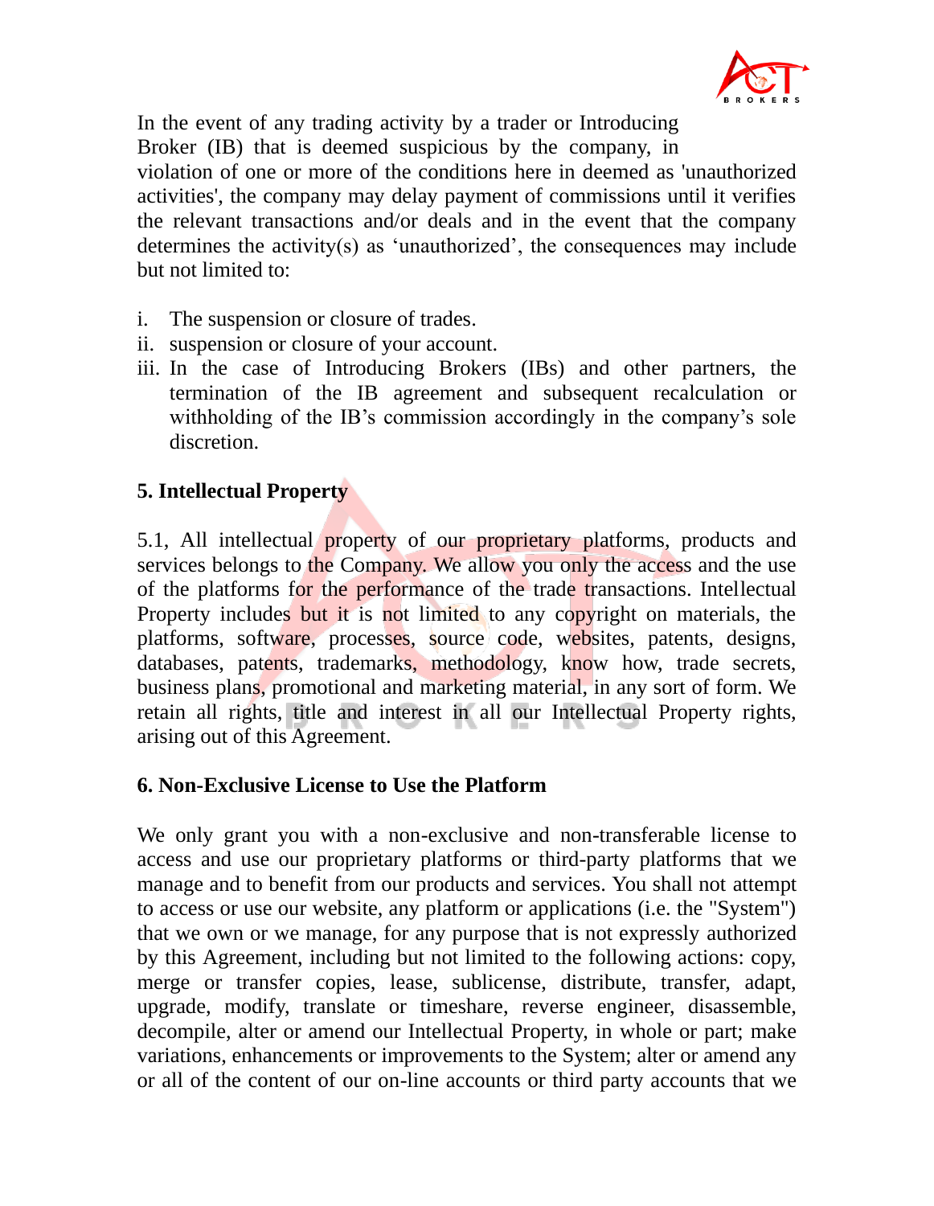In the event of any trading activity by a trader or Introducing Broker (IB) that is deemed suspicious by the company, in violation of one or more of the conditions here in deemed as 'unauthorized activities', the company may delay payment of commissions until it verifies the relevant transactions and/or deals and in the event that the company determines the activity(s) as 'unauthorized', the consequences may include but not limited to:

i. The suspension or closure of trades.
ii. suspension or closure of your account.
iii. In the case of Introducing Brokers (IBs) and other partners, the termination of the IB agreement and subsequent recalculation or withholding of the IB's commission accordingly in the company's sole discretion.

**5. Intellectual Property**

5.1, All intellectual property of our proprietary platforms, products and services belongs to the Company. We allow you only the access and the use of the platforms for the performance of the trade transactions. Intellectual Property includes but it is not limited to any copyright on materials, the platforms, software, processes, source code, websites, patents, designs, databases, patents, trademarks, methodology, know how, trade secrets, business plans, promotional and marketing material, in any sort of form. We retain all rights, title and interest in all our Intellectual Property rights, arising out of this Agreement.

**6. Non-Exclusive License to Use the Platform**

We only grant you with a non-exclusive and non-transferable license to access and use our proprietary platforms or third-party platforms that we manage and to benefit from our products and services. You shall not attempt to access or use our website, any platform or applications (i.e. the "System") that we own or we manage, for any purpose that is not expressly authorized by this Agreement, including but not limited to the following actions: copy, merge or transfer copies, lease, sublicense, distribute, transfer, adapt, upgrade, modify, translate or timeshare, reverse engineer, disassemble, decompile, alter or amend our Intellectual Property, in whole or part; make variations, enhancements or improvements to the System; alter or amend any or all of the content of our on-line accounts or third party accounts that we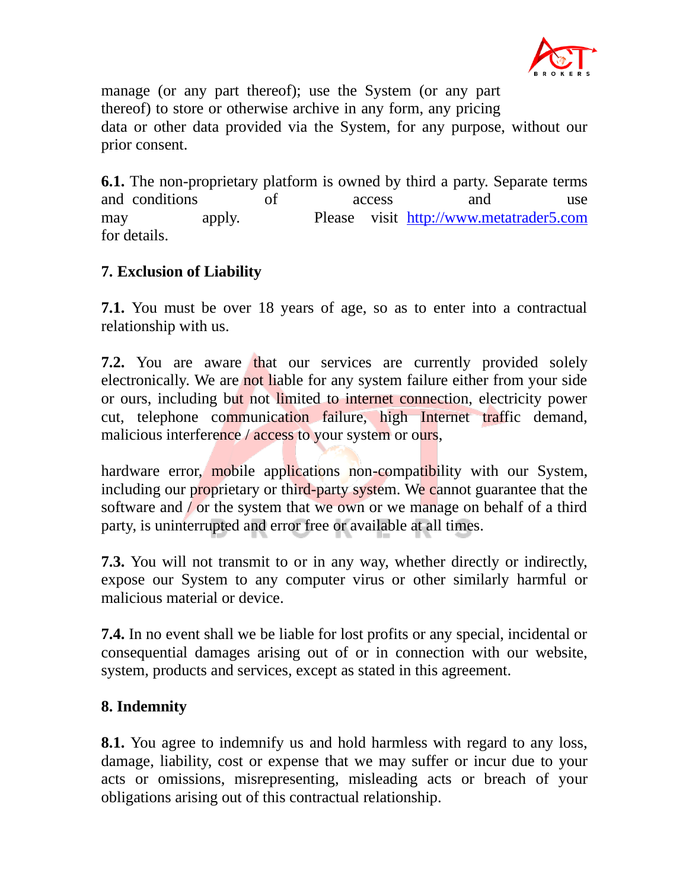manage (or any part thereof); use the System (or any part thereof) to store or otherwise archive in any form, any pricing data or other data provided via the System, for any purpose, without our prior consent.

**6.1.** The non-proprietary platform is owned by third a party. Separate terms and conditions of access and use may apply. Please visit http://www.metatrader5.com for details.

**7. Exclusion of Liability**

**7.1.** You must be over 18 years of age, so as to enter into a contractual relationship with us.

**7.2.** You are aware that our services are currently provided solely electronically. We are not liable for any system failure either from your side or ours, including but not limited to internet connection, electricity power cut, telephone communication failure, high Internet traffic demand, malicious interference / access to your system or ours,

hardware error, mobile applications non-compatibility with our System, including our proprietary or third-party system. We cannot guarantee that the software and / or the system that we own or we manage on behalf of a third party, is uninterrupted and error free or available at all times.

**7.3.** You will not transmit to or in any way, whether directly or indirectly, expose our System to any computer virus or other similarly harmful or malicious material or device.

**7.4.** In no event shall we be liable for lost profits or any special, incidental or consequential damages arising out of or in connection with our website, system, products and services, except as stated in this agreement.

**8. Indemnity**

**8.1.** You agree to indemnify us and hold harmless with regard to any loss, damage, liability, cost or expense that we may suffer or incur due to your acts or omissions, misrepresenting, misleading acts or breach of your obligations arising out of this contractual relationship.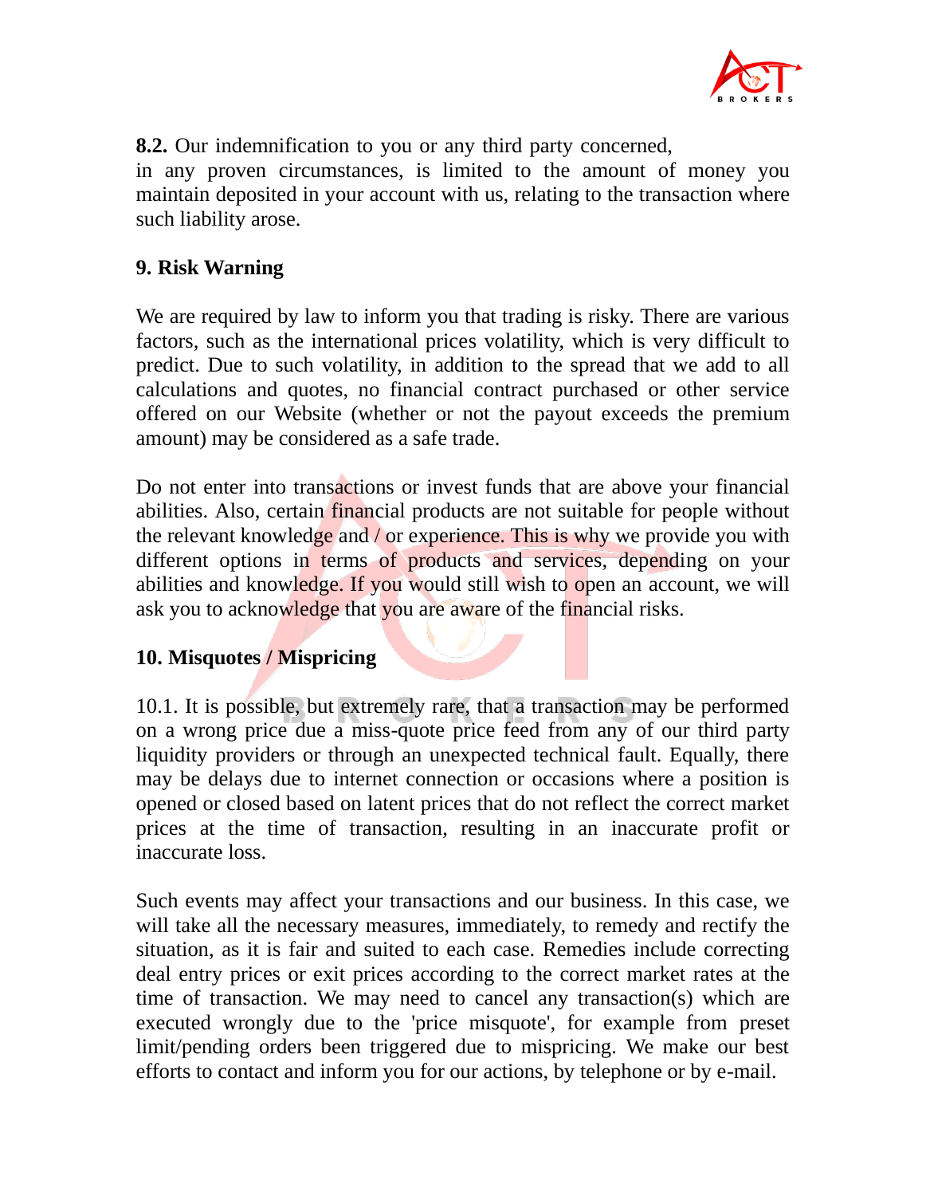**8.2.** Our indemnification to you or any third party concerned, in any proven circumstances, is limited to the amount of money you maintain deposited in your account with us, relating to the transaction where such liability arose.

## 9. Risk Warning

We are required by law to inform you that trading is risky. There are various factors, such as the international prices volatility, which is very difficult to predict. Due to such volatility, in addition to the spread that we add to all calculations and quotes, no financial contract purchased or other service offered on our Website (whether or not the payout exceeds the premium amount) may be considered as a safe trade.

Do not enter into transactions or invest funds that are above your financial abilities. Also, certain financial products are not suitable for people without the relevant knowledge and / or experience. This is why we provide you with different options in terms of products and services, depending on your abilities and knowledge. If you would still wish to open an account, we will ask you to acknowledge that you are aware of the financial risks.

## 10. Misquotes / Mispricing

10.1. It is possible, but extremely rare, that a transaction may be performed on a wrong price due a miss-quote price feed from any of our third party liquidity providers or through an unexpected technical fault. Equally, there may be delays due to internet connection or occasions where a position is opened or closed based on latent prices that do not reflect the correct market prices at the time of transaction, resulting in an inaccurate profit or inaccurate loss.

Such events may affect your transactions and our business. In this case, we will take all the necessary measures, immediately, to remedy and rectify the situation, as it is fair and suited to each case. Remedies include correcting deal entry prices or exit prices according to the correct market rates at the time of transaction. We may need to cancel any transaction(s) which are executed wrongly due to the 'price misquote', for example from preset limit/pending orders been triggered due to mispricing. We make our best efforts to contact and inform you for our actions, by telephone or by e-mail.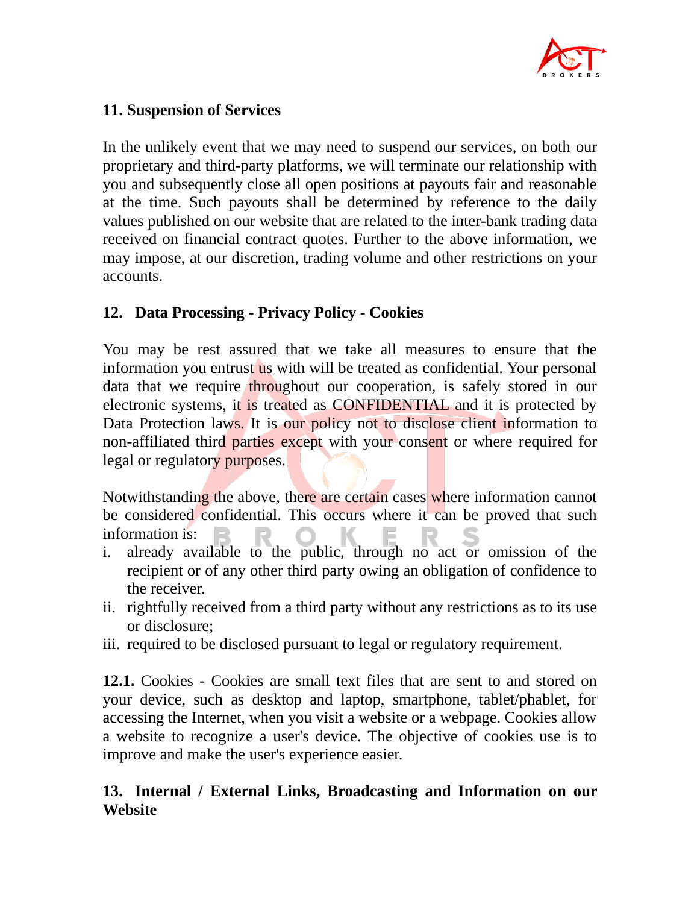## 11. Suspension of Services

In the unlikely event that we may need to suspend our services, on both our proprietary and third-party platforms, we will terminate our relationship with you and subsequently close all open positions at payouts fair and reasonable at the time. Such payouts shall be determined by reference to the daily values published on our website that are related to the inter-bank trading data received on financial contract quotes. Further to the above information, we may impose, at our discretion, trading volume and other restrictions on your accounts.

## 12. Data Processing - Privacy Policy - Cookies

You may be rest assured that we take all measures to ensure that the information you entrust us with will be treated as confidential. Your personal data that we require throughout our cooperation, is safely stored in our electronic systems, it is treated as CONFIDENTIAL and it is protected by Data Protection laws. It is our policy not to disclose client information to non-affiliated third parties except with your consent or where required for legal or regulatory purposes.

Notwithstanding the above, there are certain cases where information cannot be considered confidential. This occurs where it can be proved that such information is:

i. already available to the public, through no act or omission of the recipient or of any other third party owing an obligation of confidence to the receiver.
ii. rightfully received from a third party without any restrictions as to its use or disclosure;
iii. required to be disclosed pursuant to legal or regulatory requirement.

**12.1.** Cookies - Cookies are small text files that are sent to and stored on your device, such as desktop and laptop, smartphone, tablet/phablet, for accessing the Internet, when you visit a website or a webpage. Cookies allow a website to recognize a user's device. The objective of cookies use is to improve and make the user's experience easier.

## 13. Internal / External Links, Broadcasting and Information on our Website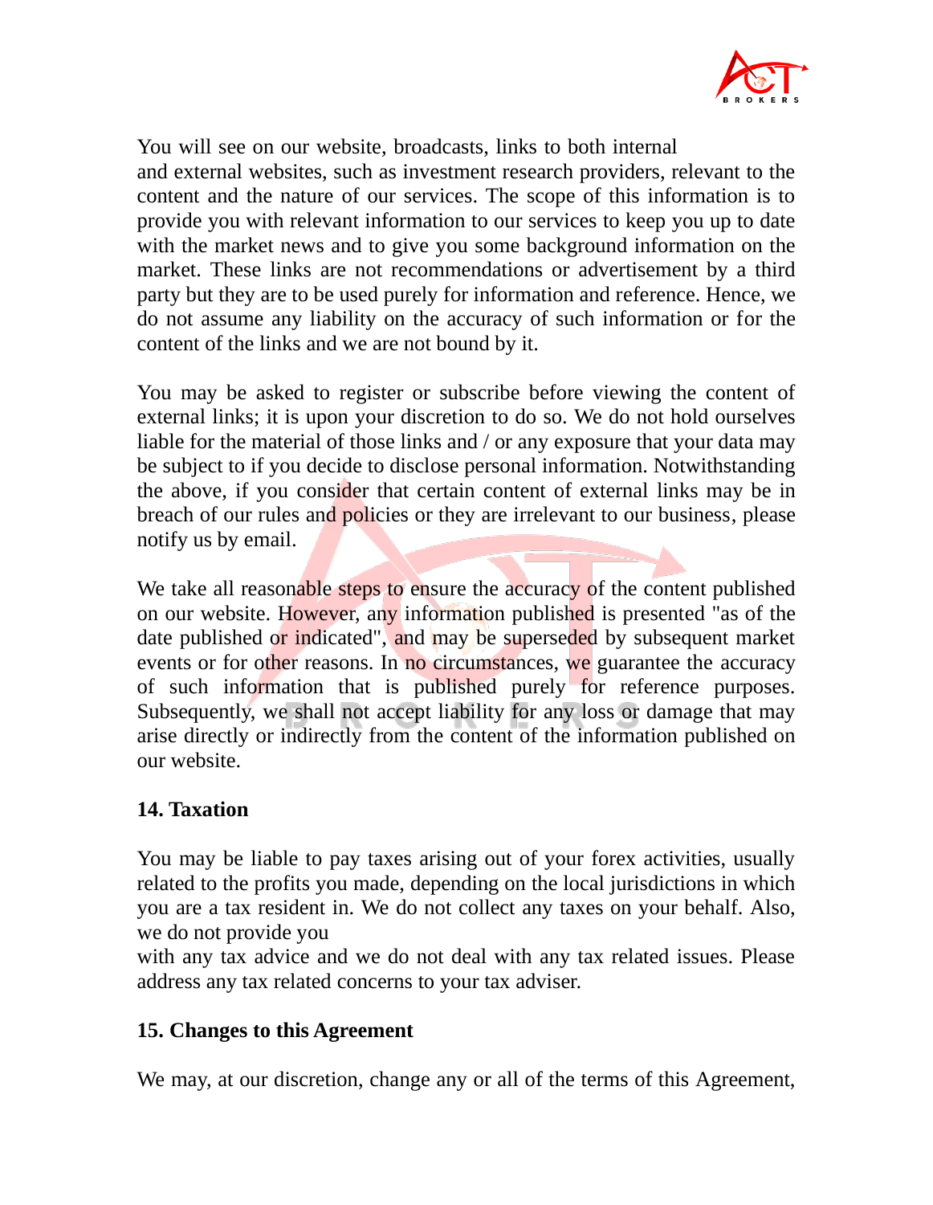You will see on our website, broadcasts, links to both internal and external websites, such as investment research providers, relevant to the content and the nature of our services. The scope of this information is to provide you with relevant information to our services to keep you up to date with the market news and to give you some background information on the market. These links are not recommendations or advertisement by a third party but they are to be used purely for information and reference. Hence, we do not assume any liability on the accuracy of such information or for the content of the links and we are not bound by it.

You may be asked to register or subscribe before viewing the content of external links; it is upon your discretion to do so. We do not hold ourselves liable for the material of those links and / or any exposure that your data may be subject to if you decide to disclose personal information. Notwithstanding the above, if you consider that certain content of external links may be in breach of our rules and policies or they are irrelevant to our business, please notify us by email.

We take all reasonable steps to ensure the accuracy of the content published on our website. However, any information published is presented "as of the date published or indicated", and may be superseded by subsequent market events or for other reasons. In no circumstances, we guarantee the accuracy of such information that is published purely for reference purposes. Subsequently, we shall not accept liability for any loss or damage that may arise directly or indirectly from the content of the information published on our website.

**14. Taxation**

You may be liable to pay taxes arising out of your forex activities, usually related to the profits you made, depending on the local jurisdictions in which you are a tax resident in. We do not collect any taxes on your behalf. Also, we do not provide you with any tax advice and we do not deal with any tax related issues. Please address any tax related concerns to your tax adviser.

**15. Changes to this Agreement**

We may, at our discretion, change any or all of the terms of this Agreement,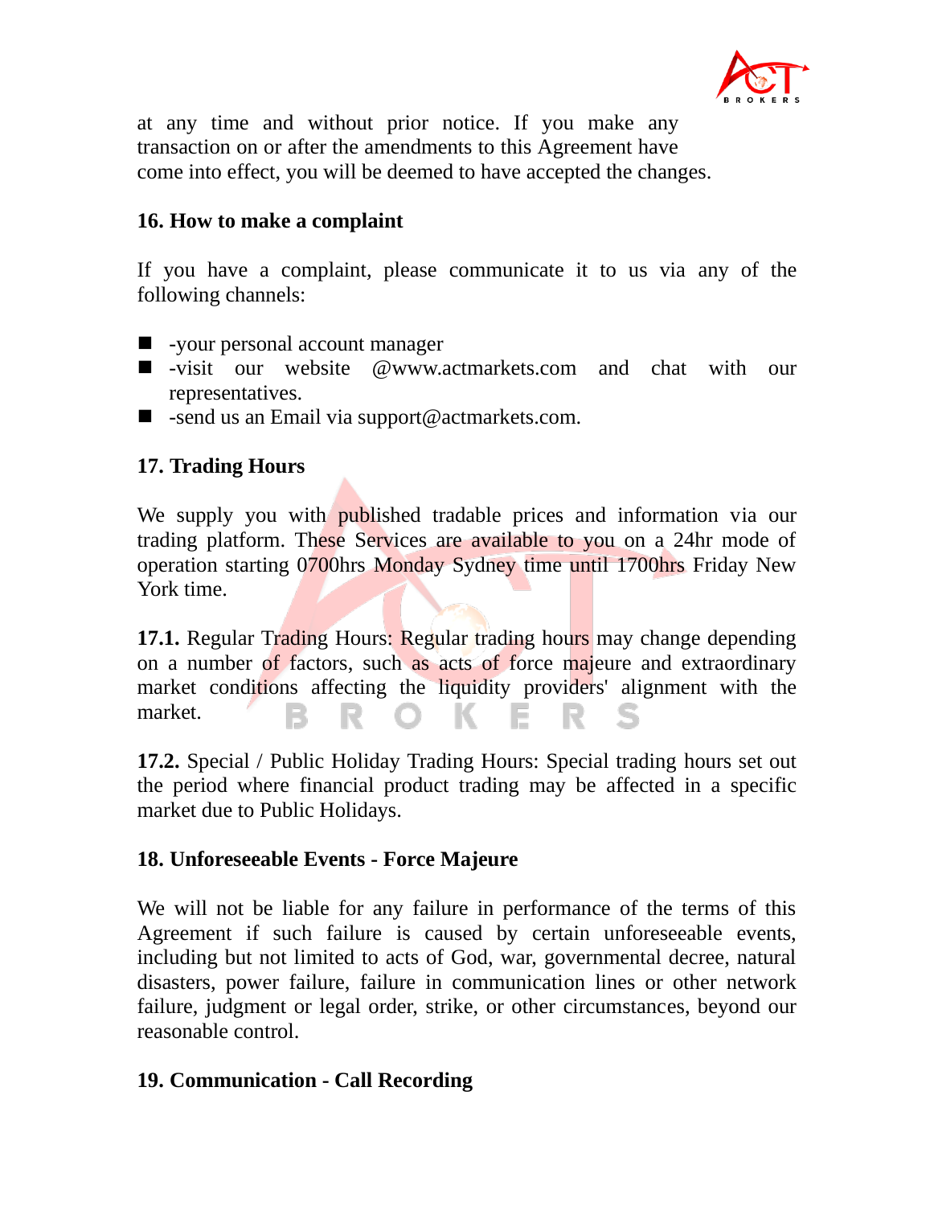at any time and without prior notice. If you make any transaction on or after the amendments to this Agreement have come into effect, you will be deemed to have accepted the changes.

**16. How to make a complaint**

If you have a complaint, please communicate it to us via any of the following channels:

- -your personal account manager
- -visit our website @www.actmarkets.com and chat with our representatives.
- -send us an Email via support@actmarkets.com.

**17. Trading Hours**

We supply you with published tradable prices and information via our trading platform. These Services are available to you on a 24hr mode of operation starting 0700hrs Monday Sydney time until 1700hrs Friday New York time.

**17.1.** Regular Trading Hours: Regular trading hours may change depending on a number of factors, such as acts of force majeure and extraordinary market conditions affecting the liquidity providers' alignment with the market.

**17.2.** Special / Public Holiday Trading Hours: Special trading hours set out the period where financial product trading may be affected in a specific market due to Public Holidays.

**18. Unforeseeable Events - Force Majeure**

We will not be liable for any failure in performance of the terms of this Agreement if such failure is caused by certain unforeseeable events, including but not limited to acts of God, war, governmental decree, natural disasters, power failure, failure in communication lines or other network failure, judgment or legal order, strike, or other circumstances, beyond our reasonable control.

**19. Communication - Call Recording**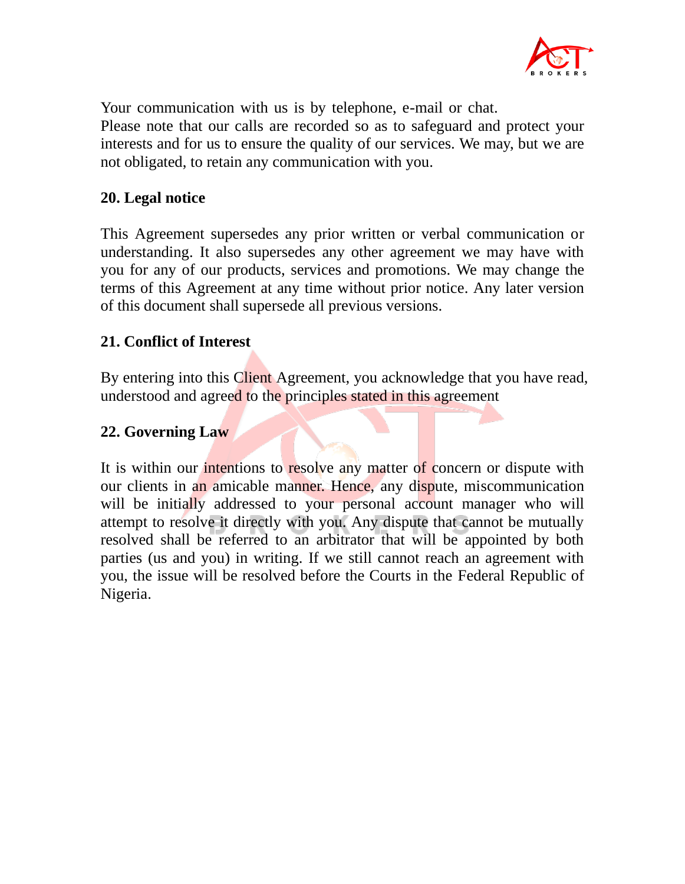Your communication with us is by telephone, e-mail or chat.
Please note that our calls are recorded so as to safeguard and protect your interests and for us to ensure the quality of our services. We may, but we are not obligated, to retain any communication with you.

## 20. Legal notice

This Agreement supersedes any prior written or verbal communication or understanding. It also supersedes any other agreement we may have with you for any of our products, services and promotions. We may change the terms of this Agreement at any time without prior notice. Any later version of this document shall supersede all previous versions.

## 21. Conflict of Interest

By entering into this Client Agreement, you acknowledge that you have read, understood and agreed to the principles stated in this agreement

## 22. Governing Law

It is within our intentions to resolve any matter of concern or dispute with our clients in an amicable manner. Hence, any dispute, miscommunication will be initially addressed to your personal account manager who will attempt to resolve it directly with you. Any dispute that cannot be mutually resolved shall be referred to an arbitrator that will be appointed by both parties (us and you) in writing. If we still cannot reach an agreement with you, the issue will be resolved before the Courts in the Federal Republic of Nigeria.